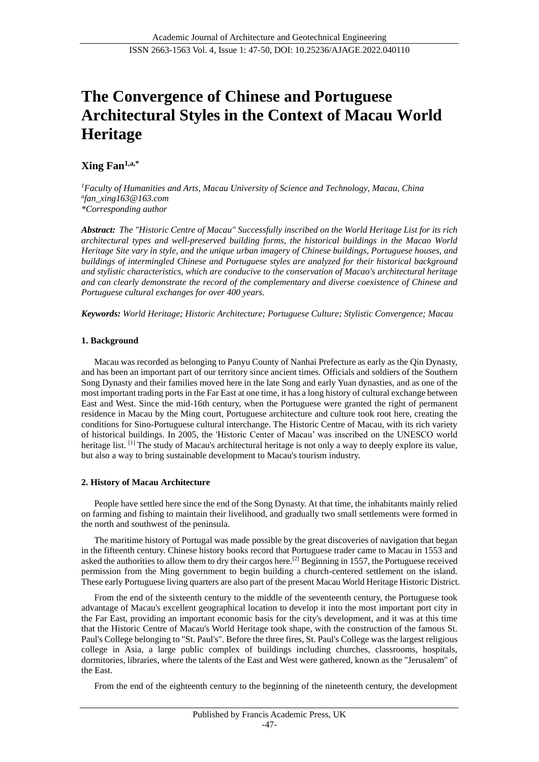# The Convergence of Chinese and Portuguese Architectural Styles in the Context of Macau World Heritage

**Xing Fan**[1,a,*]

*[1]Faculty of Humanities and Arts, Macau University of Science and Technology, Macau, China*
*[a]fan_xing163@163.com*
*\*Corresponding author*

***Abstract:*** *The "Historic Centre of Macau" Successfully inscribed on the World Heritage List for its rich architectural types and well-preserved building forms, the historical buildings in the Macao World Heritage Site vary in style, and the unique urban imagery of Chinese buildings, Portuguese houses, and buildings of intermingled Chinese and Portuguese styles are analyzed for their historical background and stylistic characteristics, which are conducive to the conservation of Macao's architectural heritage and can clearly demonstrate the record of the complementary and diverse coexistence of Chinese and Portuguese cultural exchanges for over 400 years.*

***Keywords:*** *World Heritage; Historic Architecture; Portuguese Culture; Stylistic Convergence; Macau*

## 1. Background

Macau was recorded as belonging to Panyu County of Nanhai Prefecture as early as the Qin Dynasty, and has been an important part of our territory since ancient times. Officials and soldiers of the Southern Song Dynasty and their families moved here in the late Song and early Yuan dynasties, and as one of the most important trading ports in the Far East at one time, it has a long history of cultural exchange between East and West. Since the mid-16th century, when the Portuguese were granted the right of permanent residence in Macau by the Ming court, Portuguese architecture and culture took root here, creating the conditions for Sino-Portuguese cultural interchange. The Historic Centre of Macau, with its rich variety of historical buildings. In 2005, the 'Historic Center of Macau' was inscribed on the UNESCO world heritage list. [1] The study of Macau's architectural heritage is not only a way to deeply explore its value, but also a way to bring sustainable development to Macau's tourism industry.

## 2. History of Macau Architecture

People have settled here since the end of the Song Dynasty. At that time, the inhabitants mainly relied on farming and fishing to maintain their livelihood, and gradually two small settlements were formed in the north and southwest of the peninsula.

The maritime history of Portugal was made possible by the great discoveries of navigation that began in the fifteenth century. Chinese history books record that Portuguese trader came to Macau in 1553 and asked the authorities to allow them to dry their cargos here.[2] Beginning in 1557, the Portuguese received permission from the Ming government to begin building a church-centered settlement on the island. These early Portuguese living quarters are also part of the present Macau World Heritage Historic District.

From the end of the sixteenth century to the middle of the seventeenth century, the Portuguese took advantage of Macau's excellent geographical location to develop it into the most important port city in the Far East, providing an important economic basis for the city's development, and it was at this time that the Historic Centre of Macau's World Heritage took shape, with the construction of the famous St. Paul's College belonging to "St. Paul's". Before the three fires, St. Paul's College was the largest religious college in Asia, a large public complex of buildings including churches, classrooms, hospitals, dormitories, libraries, where the talents of the East and West were gathered, known as the "Jerusalem" of the East.

From the end of the eighteenth century to the beginning of the nineteenth century, the development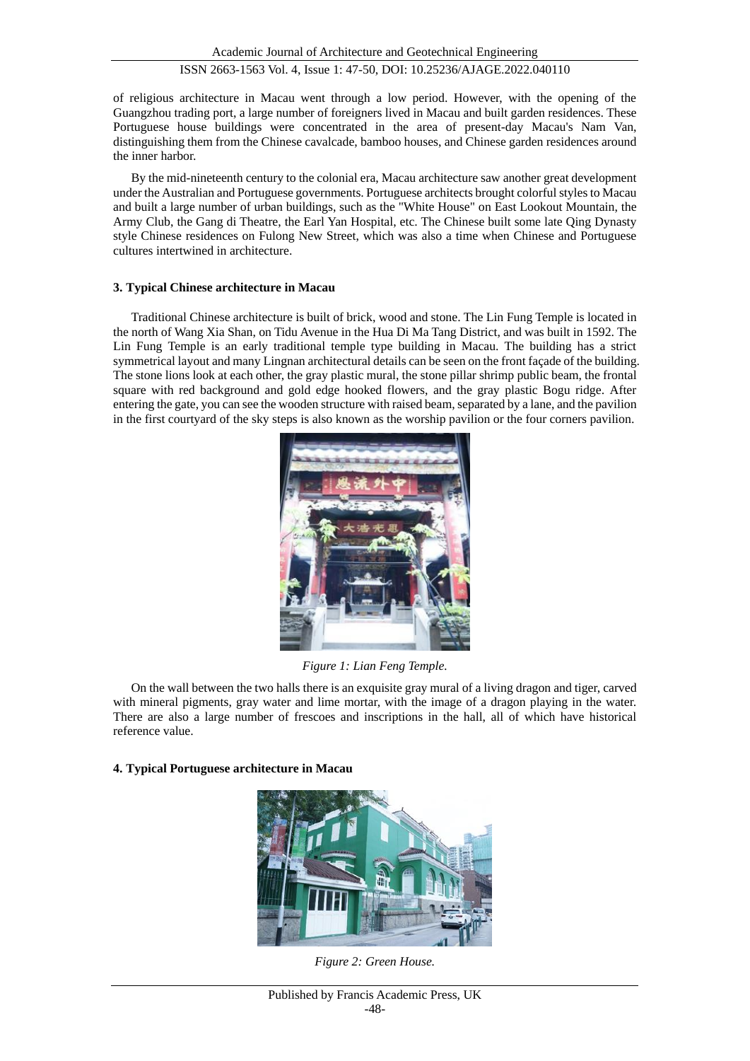of religious architecture in Macau went through a low period. However, with the opening of the Guangzhou trading port, a large number of foreigners lived in Macau and built garden residences. These Portuguese house buildings were concentrated in the area of present-day Macau's Nam Van, distinguishing them from the Chinese cavalcade, bamboo houses, and Chinese garden residences around the inner harbor.

By the mid-nineteenth century to the colonial era, Macau architecture saw another great development under the Australian and Portuguese governments. Portuguese architects brought colorful styles to Macau and built a large number of urban buildings, such as the "White House" on East Lookout Mountain, the Army Club, the Gang di Theatre, the Earl Yan Hospital, etc. The Chinese built some late Qing Dynasty style Chinese residences on Fulong New Street, which was also a time when Chinese and Portuguese cultures intertwined in architecture.

## 3. Typical Chinese architecture in Macau

Traditional Chinese architecture is built of brick, wood and stone. The Lin Fung Temple is located in the north of Wang Xia Shan, on Tidu Avenue in the Hua Di Ma Tang District, and was built in 1592. The Lin Fung Temple is an early traditional temple type building in Macau. The building has a strict symmetrical layout and many Lingnan architectural details can be seen on the front façade of the building. The stone lions look at each other, the gray plastic mural, the stone pillar shrimp public beam, the frontal square with red background and gold edge hooked flowers, and the gray plastic Bogu ridge. After entering the gate, you can see the wooden structure with raised beam, separated by a lane, and the pavilion in the first courtyard of the sky steps is also known as the worship pavilion or the four corners pavilion.

*Figure 1: Lian Feng Temple.*

On the wall between the two halls there is an exquisite gray mural of a living dragon and tiger, carved with mineral pigments, gray water and lime mortar, with the image of a dragon playing in the water. There are also a large number of frescoes and inscriptions in the hall, all of which have historical reference value.

## 4. Typical Portuguese architecture in Macau

*Figure 2: Green House.*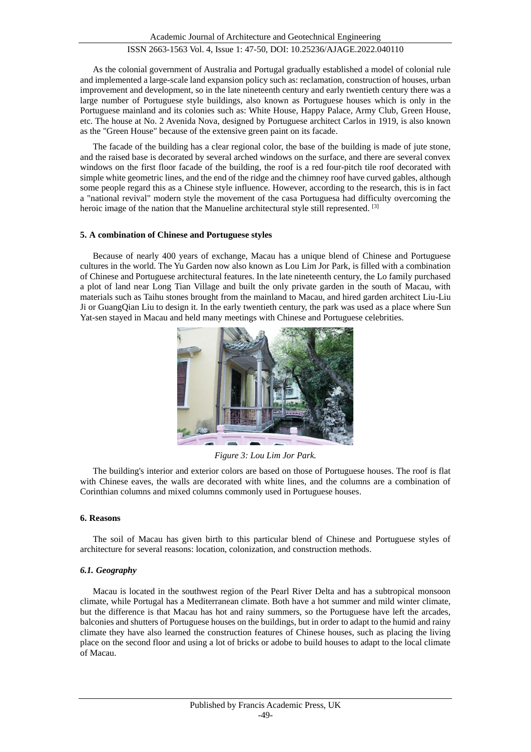As the colonial government of Australia and Portugal gradually established a model of colonial rule and implemented a large-scale land expansion policy such as: reclamation, construction of houses, urban improvement and development, so in the late nineteenth century and early twentieth century there was a large number of Portuguese style buildings, also known as Portuguese houses which is only in the Portuguese mainland and its colonies such as: White House, Happy Palace, Army Club, Green House, etc. The house at No. 2 Avenida Nova, designed by Portuguese architect Carlos in 1919, is also known as the "Green House" because of the extensive green paint on its facade.

The facade of the building has a clear regional color, the base of the building is made of jute stone, and the raised base is decorated by several arched windows on the surface, and there are several convex windows on the first floor facade of the building, the roof is a red four-pitch tile roof decorated with simple white geometric lines, and the end of the ridge and the chimney roof have curved gables, although some people regard this as a Chinese style influence. However, according to the research, this is in fact a "national revival" modern style the movement of the casa Portuguesa had difficulty overcoming the heroic image of the nation that the Manueline architectural style still represented. [3]

## 5. A combination of Chinese and Portuguese styles

Because of nearly 400 years of exchange, Macau has a unique blend of Chinese and Portuguese cultures in the world. The Yu Garden now also known as Lou Lim Jor Park, is filled with a combination of Chinese and Portuguese architectural features. In the late nineteenth century, the Lo family purchased a plot of land near Long Tian Village and built the only private garden in the south of Macau, with materials such as Taihu stones brought from the mainland to Macau, and hired garden architect Liu-Liu Ji or GuangQian Liu to design it. In the early twentieth century, the park was used as a place where Sun Yat-sen stayed in Macau and held many meetings with Chinese and Portuguese celebrities.

*Figure 3: Lou Lim Jor Park.*

The building's interior and exterior colors are based on those of Portuguese houses. The roof is flat with Chinese eaves, the walls are decorated with white lines, and the columns are a combination of Corinthian columns and mixed columns commonly used in Portuguese houses.

## 6. Reasons

The soil of Macau has given birth to this particular blend of Chinese and Portuguese styles of architecture for several reasons: location, colonization, and construction methods.

### *6.1. Geography*

Macau is located in the southwest region of the Pearl River Delta and has a subtropical monsoon climate, while Portugal has a Mediterranean climate. Both have a hot summer and mild winter climate, but the difference is that Macau has hot and rainy summers, so the Portuguese have left the arcades, balconies and shutters of Portuguese houses on the buildings, but in order to adapt to the humid and rainy climate they have also learned the construction features of Chinese houses, such as placing the living place on the second floor and using a lot of bricks or adobe to build houses to adapt to the local climate of Macau.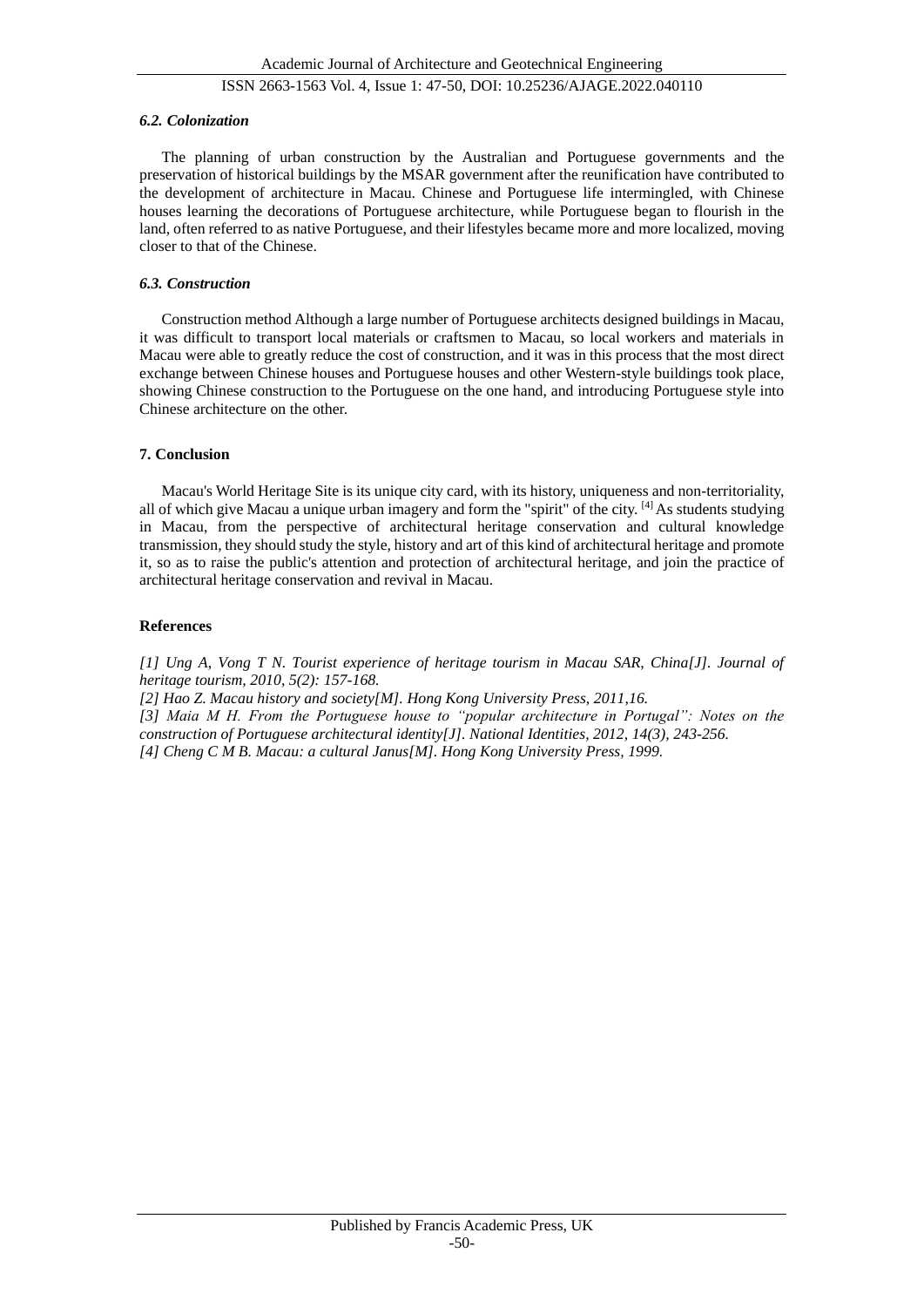### *6.2. Colonization*

The planning of urban construction by the Australian and Portuguese governments and the preservation of historical buildings by the MSAR government after the reunification have contributed to the development of architecture in Macau. Chinese and Portuguese life intermingled, with Chinese houses learning the decorations of Portuguese architecture, while Portuguese began to flourish in the land, often referred to as native Portuguese, and their lifestyles became more and more localized, moving closer to that of the Chinese.

### *6.3. Construction*

Construction method Although a large number of Portuguese architects designed buildings in Macau, it was difficult to transport local materials or craftsmen to Macau, so local workers and materials in Macau were able to greatly reduce the cost of construction, and it was in this process that the most direct exchange between Chinese houses and Portuguese houses and other Western-style buildings took place, showing Chinese construction to the Portuguese on the one hand, and introducing Portuguese style into Chinese architecture on the other.

## **7. Conclusion**

Macau's World Heritage Site is its unique city card, with its history, uniqueness and non-territoriality, all of which give Macau a unique urban imagery and form the "spirit" of the city. [4] As students studying in Macau, from the perspective of architectural heritage conservation and cultural knowledge transmission, they should study the style, history and art of this kind of architectural heritage and promote it, so as to raise the public's attention and protection of architectural heritage, and join the practice of architectural heritage conservation and revival in Macau.

## **References**

*[1] Ung A, Vong T N. Tourist experience of heritage tourism in Macau SAR, China[J]. Journal of heritage tourism, 2010, 5(2): 157-168.*

*[2] Hao Z. Macau history and society[M]. Hong Kong University Press, 2011,16.*

*[3] Maia M H. From the Portuguese house to "popular architecture in Portugal": Notes on the construction of Portuguese architectural identity[J]. National Identities, 2012, 14(3), 243-256.*

*[4] Cheng C M B. Macau: a cultural Janus[M]. Hong Kong University Press, 1999.*